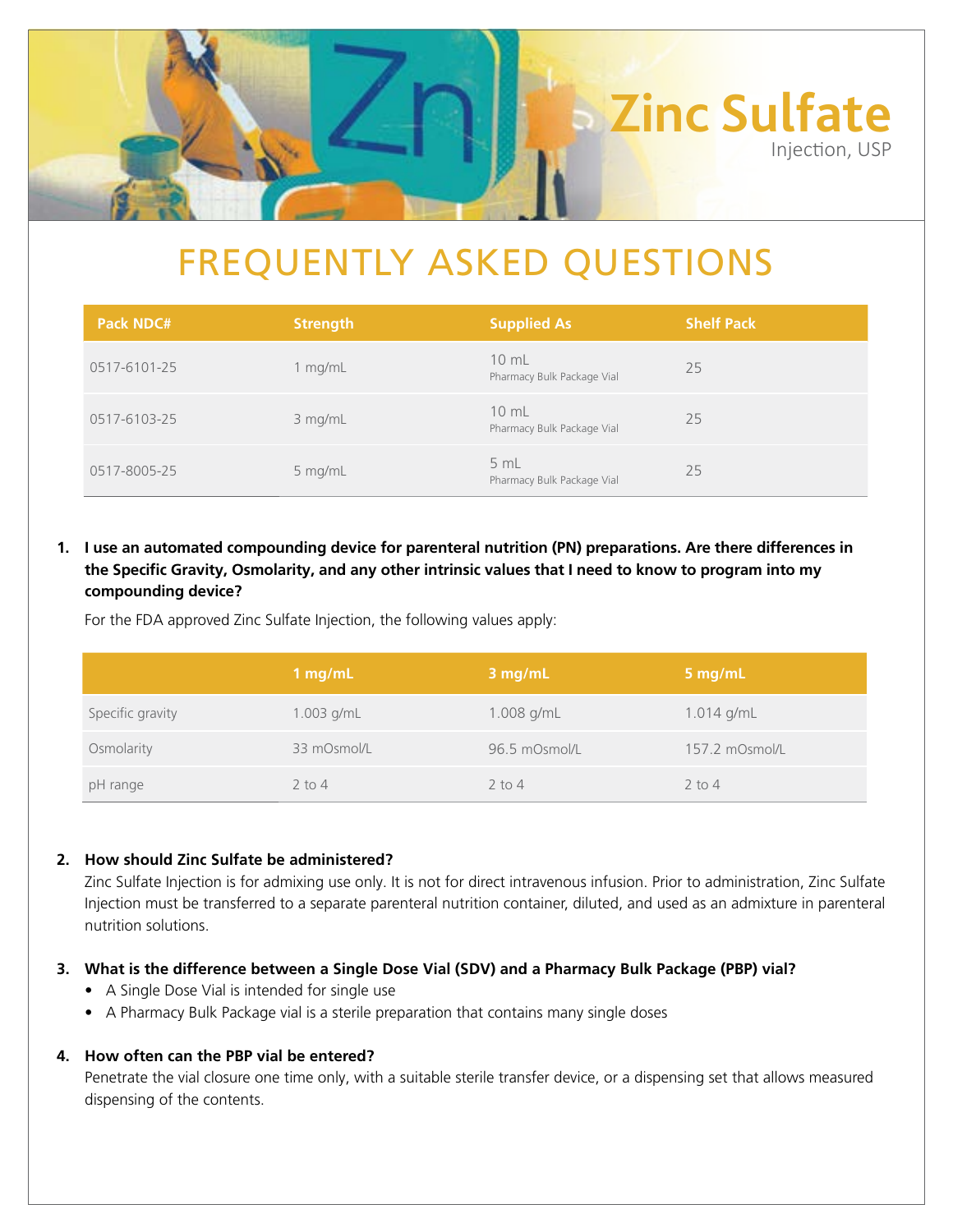# Zinc Sulfate

Injection, USP

## FREQUENTLY ASKED QUESTIONS

| Pack NDC# | Strength | Supplied As | Shelf Pack |
|---|---|---|---|
| 0517-6101-25 | 1 mg/mL | 10 mL Pharmacy Bulk Package Vial | 25 |
| 0517-6103-25 | 3 mg/mL | 10 mL Pharmacy Bulk Package Vial | 25 |
| 0517-8005-25 | 5 mg/mL | 5 mL Pharmacy Bulk Package Vial | 25 |

1. **I use an automated compounding device for parenteral nutrition (PN) preparations. Are there differences in the Specific Gravity, Osmolarity, and any other intrinsic values that I need to know to program into my compounding device?**

   For the FDA approved Zinc Sulfate Injection, the following values apply:

| | 1 mg/mL | 3 mg/mL | 5 mg/mL |
|---|---|---|---|
| Specific gravity | 1.003 g/mL | 1.008 g/mL | 1.014 g/mL |
| Osmolarity | 33 mOsmol/L | 96.5 mOsmol/L | 157.2 mOsmol/L |
| pH range | 2 to 4 | 2 to 4 | 2 to 4 |

2. **How should Zinc Sulfate be administered?**

   Zinc Sulfate Injection is for admixing use only. It is not for direct intravenous infusion. Prior to administration, Zinc Sulfate Injection must be transferred to a separate parenteral nutrition container, diluted, and used as an admixture in parenteral nutrition solutions.

3. **What is the difference between a Single Dose Vial (SDV) and a Pharmacy Bulk Package (PBP) vial?**
   - A Single Dose Vial is intended for single use
   - A Pharmacy Bulk Package vial is a sterile preparation that contains many single doses

4. **How often can the PBP vial be entered?**

   Penetrate the vial closure one time only, with a suitable sterile transfer device, or a dispensing set that allows measured dispensing of the contents.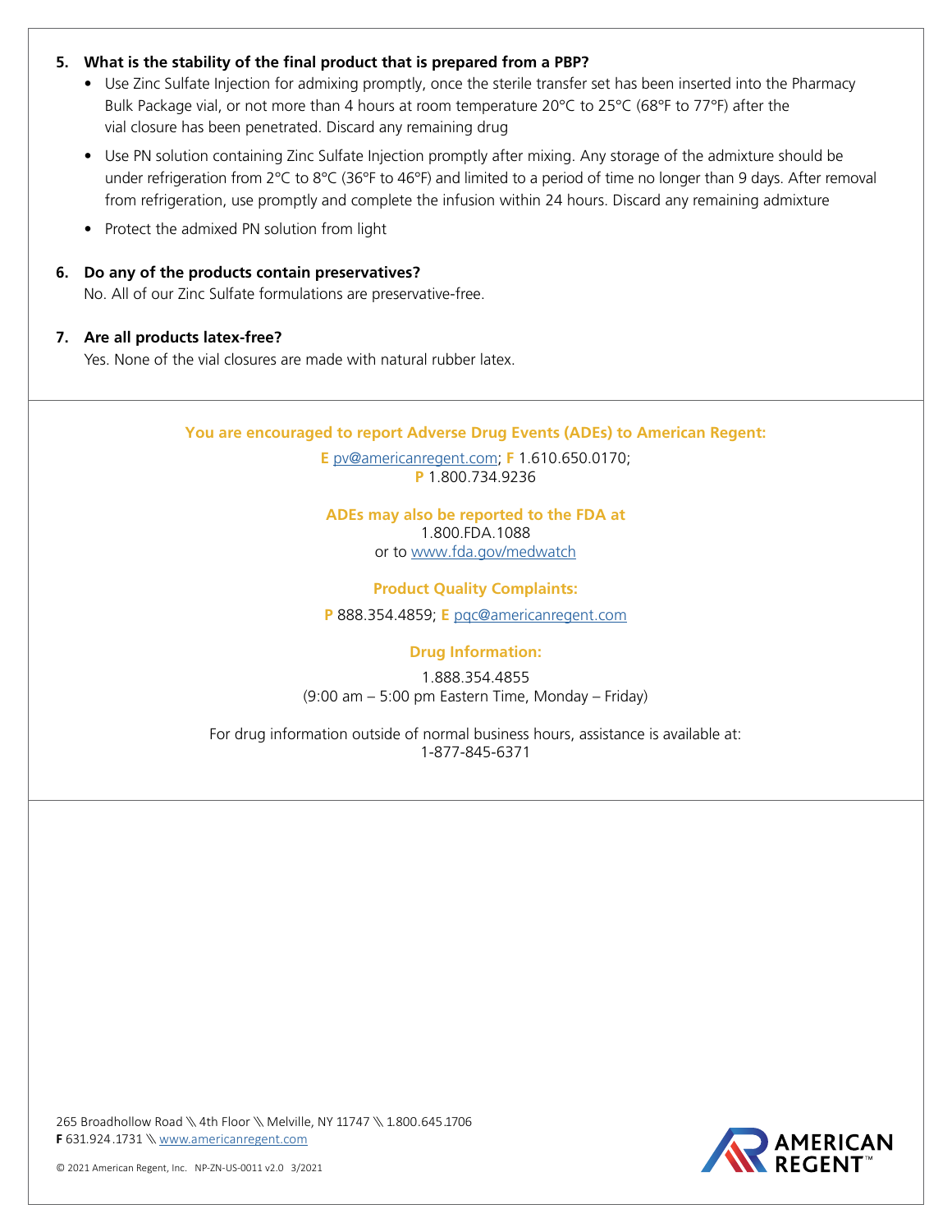**5. What is the stability of the final product that is prepared from a PBP?**

- Use Zinc Sulfate Injection for admixing promptly, once the sterile transfer set has been inserted into the Pharmacy Bulk Package vial, or not more than 4 hours at room temperature 20°C to 25°C (68°F to 77°F) after the vial closure has been penetrated. Discard any remaining drug
- Use PN solution containing Zinc Sulfate Injection promptly after mixing. Any storage of the admixture should be under refrigeration from 2°C to 8°C (36°F to 46°F) and limited to a period of time no longer than 9 days. After removal from refrigeration, use promptly and complete the infusion within 24 hours. Discard any remaining admixture
- Protect the admixed PN solution from light

**6. Do any of the products contain preservatives?**

No. All of our Zinc Sulfate formulations are preservative-free.

**7. Are all products latex-free?**

Yes. None of the vial closures are made with natural rubber latex.

**You are encouraged to report Adverse Drug Events (ADEs) to American Regent:**

**E** pv@americanregent.com; **F** 1.610.650.0170;
**P** 1.800.734.9236

**ADEs may also be reported to the FDA at**
1.800.FDA.1088
or to www.fda.gov/medwatch

**Product Quality Complaints:**

**P** 888.354.4859; **E** pqc@americanregent.com

**Drug Information:**

1.888.354.4855
(9:00 am – 5:00 pm Eastern Time, Monday – Friday)

For drug information outside of normal business hours, assistance is available at:
1-877-845-6371

265 Broadhollow Road \\ 4th Floor \\ Melville, NY 11747 \\ 1.800.645.1706
**F** 631.924.1731 \\ www.americanregent.com

AMERICAN REGENT™

© 2021 American Regent, Inc. NP-ZN-US-0011 v2.0 3/2021